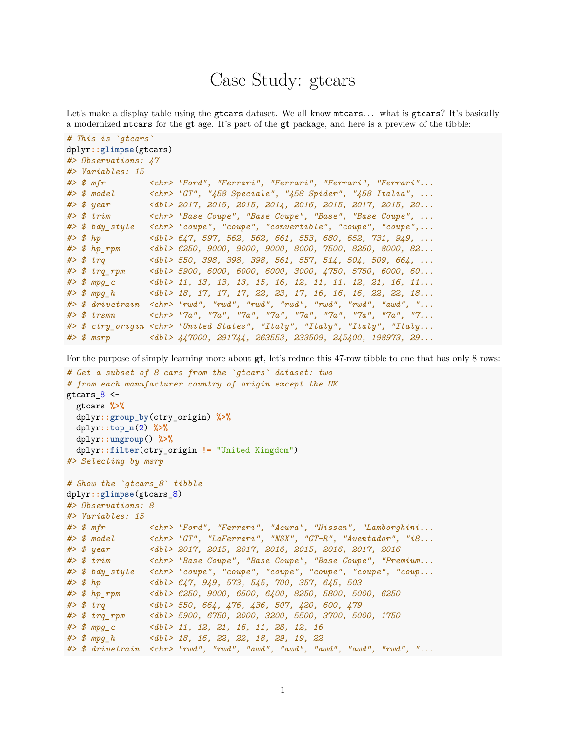# Case Study: gtcars

Let's make a display table using the `gtcars` dataset. We all know `mtcars`… what is `gtcars`? It's basically a modernized `mtcars` for the **gt** age. It's part of the **gt** package, and here is a preview of the tibble:

```r
# This is `gtcars`
dplyr::glimpse(gtcars)
#> Observations: 47
#> Variables: 15
#> $ mfr         <chr> "Ford", "Ferrari", "Ferrari", "Ferrari", "Ferrari"...
#> $ model       <chr> "GT", "458 Speciale", "458 Spider", "458 Italia", ...
#> $ year        <dbl> 2017, 2015, 2015, 2014, 2016, 2015, 2017, 2015, 20...
#> $ trim        <chr> "Base Coupe", "Base Coupe", "Base", "Base Coupe", ...
#> $ bdy_style   <chr> "coupe", "coupe", "convertible", "coupe", "coupe",...
#> $ hp          <dbl> 647, 597, 562, 562, 661, 553, 680, 652, 731, 949, ...
#> $ hp_rpm      <dbl> 6250, 9000, 9000, 9000, 8000, 7500, 8250, 8000, 82...
#> $ trq         <dbl> 550, 398, 398, 398, 561, 557, 514, 504, 509, 664, ...
#> $ trq_rpm     <dbl> 5900, 6000, 6000, 6000, 3000, 4750, 5750, 6000, 60...
#> $ mpg_c       <dbl> 11, 13, 13, 13, 15, 16, 12, 11, 11, 12, 21, 16, 11...
#> $ mpg_h       <dbl> 18, 17, 17, 17, 22, 23, 17, 16, 16, 16, 22, 22, 18...
#> $ drivetrain  <chr> "rwd", "rwd", "rwd", "rwd", "rwd", "rwd", "rwd", "awd", "...
#> $ trsmn       <chr> "7a", "7a", "7a", "7a", "7a", "7a", "7a", "7a", "7...
#> $ ctry_origin <chr> "United States", "Italy", "Italy", "Italy", "Italy...
#> $ msrp        <dbl> 447000, 291744, 263553, 233509, 245400, 198973, 29...
```

For the purpose of simply learning more about **gt**, let's reduce this 47-row tibble to one that has only 8 rows:

```r
# Get a subset of 8 cars from the `gtcars` dataset: two
# from each manufacturer country of origin except the UK
gtcars_8 <-
  gtcars %>%
  dplyr::group_by(ctry_origin) %>%
  dplyr::top_n(2) %>%
  dplyr::ungroup() %>%
  dplyr::filter(ctry_origin != "United Kingdom")
#> Selecting by msrp

# Show the `gtcars_8` tibble
dplyr::glimpse(gtcars_8)
#> Observations: 8
#> Variables: 15
#> $ mfr         <chr> "Ford", "Ferrari", "Acura", "Nissan", "Lamborghini...
#> $ model       <chr> "GT", "LaFerrari", "NSX", "GT-R", "Aventador", "i8...
#> $ year        <dbl> 2017, 2015, 2017, 2016, 2015, 2016, 2017, 2016
#> $ trim        <chr> "Base Coupe", "Base Coupe", "Base Coupe", "Premium...
#> $ bdy_style   <chr> "coupe", "coupe", "coupe", "coupe", "coupe", "coup...
#> $ hp          <dbl> 647, 949, 573, 545, 700, 357, 645, 503
#> $ hp_rpm      <dbl> 6250, 9000, 6500, 6400, 8250, 5800, 5000, 6250
#> $ trq         <dbl> 550, 664, 476, 436, 507, 420, 600, 479
#> $ trq_rpm     <dbl> 5900, 6750, 2000, 3200, 5500, 3700, 5000, 1750
#> $ mpg_c       <dbl> 11, 12, 21, 16, 11, 28, 12, 16
#> $ mpg_h       <dbl> 18, 16, 22, 22, 18, 29, 19, 22
#> $ drivetrain  <chr> "rwd", "rwd", "awd", "awd", "awd", "awd", "rwd", "...
```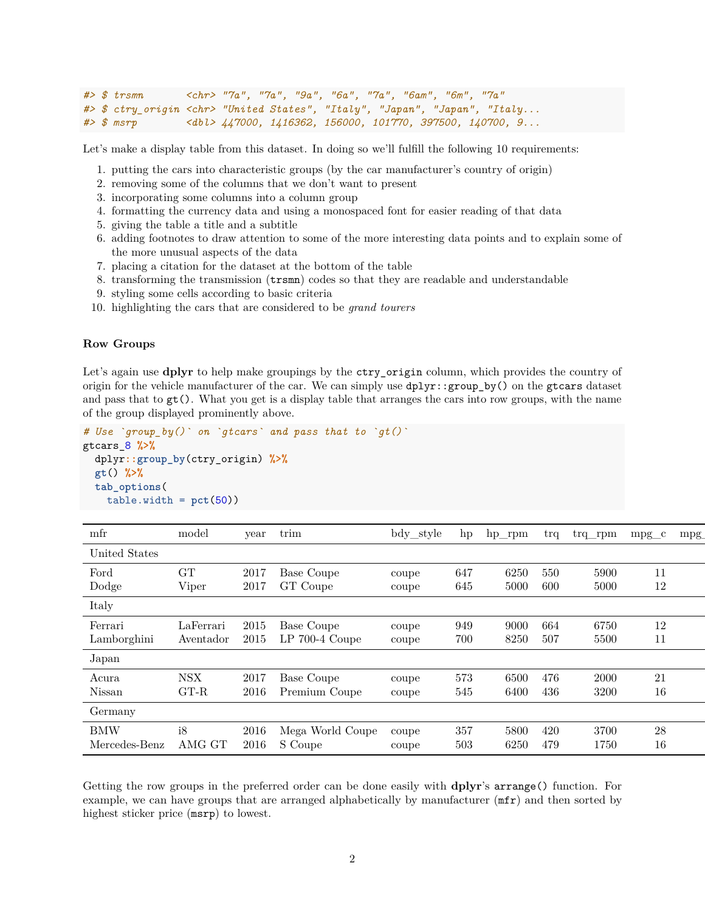```
#> $ trsmn       <chr> "7a", "7a", "9a", "6a", "7a", "6am", "6m", "7a"
#> $ ctry_origin <chr> "United States", "Italy", "Japan", "Japan", "Italy...
#> $ msrp        <dbl> 447000, 1416362, 156000, 101770, 397500, 140700, 9...
```

Let's make a display table from this dataset. In doing so we'll fulfill the following 10 requirements:

1. putting the cars into characteristic groups (by the car manufacturer's country of origin)
2. removing some of the columns that we don't want to present
3. incorporating some columns into a column group
4. formatting the currency data and using a monospaced font for easier reading of that data
5. giving the table a title and a subtitle
6. adding footnotes to draw attention to some of the more interesting data points and to explain some of the more unusual aspects of the data
7. placing a citation for the dataset at the bottom of the table
8. transforming the transmission (`trsmn`) codes so that they are readable and understandable
9. styling some cells according to basic criteria
10. highlighting the cars that are considered to be *grand tourers*

### Row Groups

Let's again use **dplyr** to help make groupings by the `ctry_origin` column, which provides the country of origin for the vehicle manufacturer of the car. We can simply use `dplyr::group_by()` on the `gtcars` dataset and pass that to `gt()`. What you get is a display table that arranges the cars into row groups, with the name of the group displayed prominently above.

```
# Use `group_by()` on `gtcars` and pass that to `gt()`
gtcars_8 %>%
  dplyr::group_by(ctry_origin) %>%
  gt() %>%
  tab_options(
    table.width = pct(50))
```

| mfr | model | year | trim | bdy_style | hp | hp_rpm | trq | trq_rpm | mpg_c | mpg_ |
|---|---|---|---|---|---|---|---|---|---|---|
| United States | | | | | | | | | | |
| Ford | GT | 2017 | Base Coupe | coupe | 647 | 6250 | 550 | 5900 | 11 | |
| Dodge | Viper | 2017 | GT Coupe | coupe | 645 | 5000 | 600 | 5000 | 12 | |
| Italy | | | | | | | | | | |
| Ferrari | LaFerrari | 2015 | Base Coupe | coupe | 949 | 9000 | 664 | 6750 | 12 | |
| Lamborghini | Aventador | 2015 | LP 700-4 Coupe | coupe | 700 | 8250 | 507 | 5500 | 11 | |
| Japan | | | | | | | | | | |
| Acura | NSX | 2017 | Base Coupe | coupe | 573 | 6500 | 476 | 2000 | 21 | |
| Nissan | GT-R | 2016 | Premium Coupe | coupe | 545 | 6400 | 436 | 3200 | 16 | |
| Germany | | | | | | | | | | |
| BMW | i8 | 2016 | Mega World Coupe | coupe | 357 | 5800 | 420 | 3700 | 28 | |
| Mercedes-Benz | AMG GT | 2016 | S Coupe | coupe | 503 | 6250 | 479 | 1750 | 16 | |

Getting the row groups in the preferred order can be done easily with **dplyr**'s `arrange()` function. For example, we can have groups that are arranged alphabetically by manufacturer (`mfr`) and then sorted by highest sticker price (`msrp`) to lowest.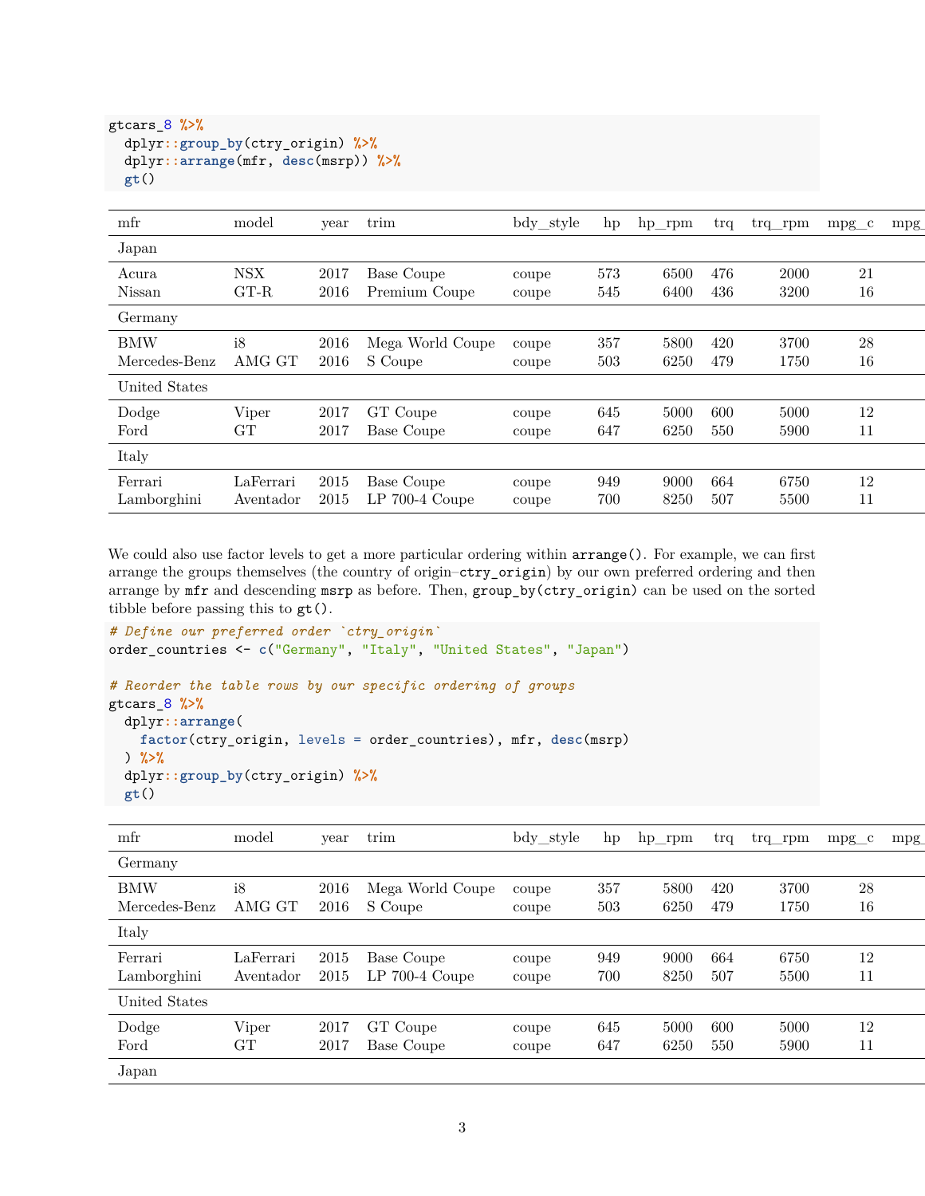```r
gtcars_8 %>%
  dplyr::group_by(ctry_origin) %>%
  dplyr::arrange(mfr, desc(msrp)) %>%
  gt()
```

| mfr | model | year | trim | bdy_style | hp | hp_rpm | trq | trq_rpm | mpg_c | mpg_ |
|---|---|---|---|---|---|---|---|---|---|---|
| Japan | | | | | | | | | | |
| Acura | NSX | 2017 | Base Coupe | coupe | 573 | 6500 | 476 | 2000 | 21 | |
| Nissan | GT-R | 2016 | Premium Coupe | coupe | 545 | 6400 | 436 | 3200 | 16 | |
| Germany | | | | | | | | | | |
| BMW | i8 | 2016 | Mega World Coupe | coupe | 357 | 5800 | 420 | 3700 | 28 | |
| Mercedes-Benz | AMG GT | 2016 | S Coupe | coupe | 503 | 6250 | 479 | 1750 | 16 | |
| United States | | | | | | | | | | |
| Dodge | Viper | 2017 | GT Coupe | coupe | 645 | 5000 | 600 | 5000 | 12 | |
| Ford | GT | 2017 | Base Coupe | coupe | 647 | 6250 | 550 | 5900 | 11 | |
| Italy | | | | | | | | | | |
| Ferrari | LaFerrari | 2015 | Base Coupe | coupe | 949 | 9000 | 664 | 6750 | 12 | |
| Lamborghini | Aventador | 2015 | LP 700-4 Coupe | coupe | 700 | 8250 | 507 | 5500 | 11 | |

We could also use factor levels to get a more particular ordering within `arrange()`. For example, we can first arrange the groups themselves (the country of origin–`ctry_origin`) by our own preferred ordering and then arrange by `mfr` and descending `msrp` as before. Then, `group_by(ctry_origin)` can be used on the sorted tibble before passing this to `gt()`.

```r
# Define our preferred order `ctry_origin`
order_countries <- c("Germany", "Italy", "United States", "Japan")

# Reorder the table rows by our specific ordering of groups
gtcars_8 %>%
  dplyr::arrange(
    factor(ctry_origin, levels = order_countries), mfr, desc(msrp)
  ) %>%
  dplyr::group_by(ctry_origin) %>%
  gt()
```

| mfr | model | year | trim | bdy_style | hp | hp_rpm | trq | trq_rpm | mpg_c | mpg_ |
|---|---|---|---|---|---|---|---|---|---|---|
| Germany | | | | | | | | | | |
| BMW | i8 | 2016 | Mega World Coupe | coupe | 357 | 5800 | 420 | 3700 | 28 | |
| Mercedes-Benz | AMG GT | 2016 | S Coupe | coupe | 503 | 6250 | 479 | 1750 | 16 | |
| Italy | | | | | | | | | | |
| Ferrari | LaFerrari | 2015 | Base Coupe | coupe | 949 | 9000 | 664 | 6750 | 12 | |
| Lamborghini | Aventador | 2015 | LP 700-4 Coupe | coupe | 700 | 8250 | 507 | 5500 | 11 | |
| United States | | | | | | | | | | |
| Dodge | Viper | 2017 | GT Coupe | coupe | 645 | 5000 | 600 | 5000 | 12 | |
| Ford | GT | 2017 | Base Coupe | coupe | 647 | 6250 | 550 | 5900 | 11 | |
| Japan | | | | | | | | | | |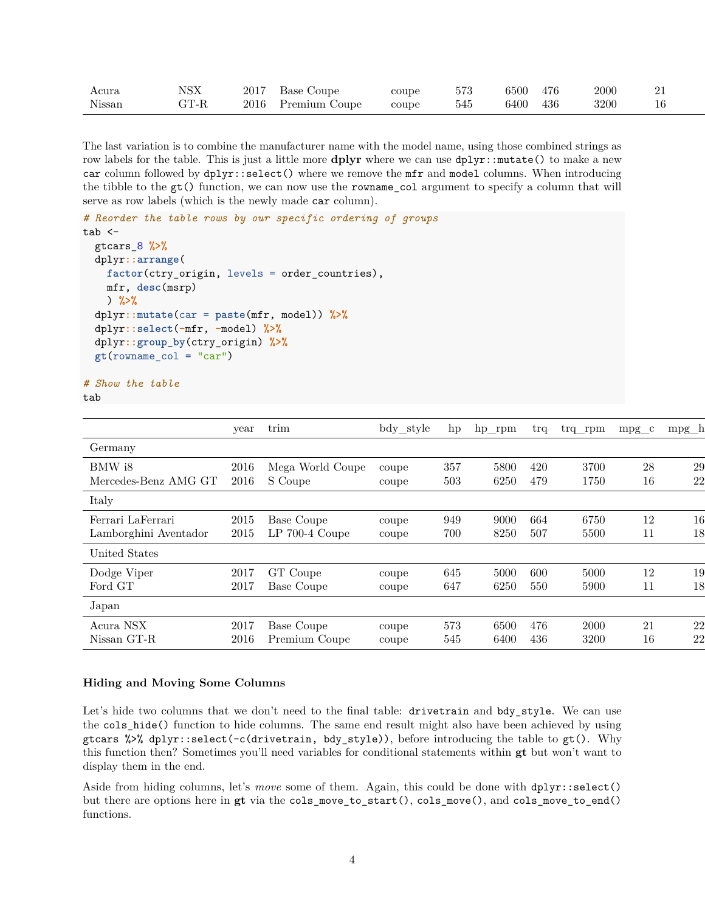| | | | | | | | | | |
|---|---|---|---|---|---|---|---|---|---|
| Acura | NSX | 2017 | Base Coupe | coupe | 573 | 6500 | 476 | 2000 | 21 |
| Nissan | GT-R | 2016 | Premium Coupe | coupe | 545 | 6400 | 436 | 3200 | 16 |

The last variation is to combine the manufacturer name with the model name, using those combined strings as row labels for the table. This is just a little more **dplyr** where we can use `dplyr::mutate()` to make a new `car` column followed by `dplyr::select()` where we remove the `mfr` and `model` columns. When introducing the tibble to the `gt()` function, we can now use the `rowname_col` argument to specify a column that will serve as row labels (which is the newly made `car` column).

```
# Reorder the table rows by our specific ordering of groups
tab <-
  gtcars_8 %>%
  dplyr::arrange(
    factor(ctry_origin, levels = order_countries),
    mfr, desc(msrp)
    ) %>%
  dplyr::mutate(car = paste(mfr, model)) %>%
  dplyr::select(-mfr, -model) %>%
  dplyr::group_by(ctry_origin) %>%
  gt(rowname_col = "car")

# Show the table
tab
```

| | year | trim | bdy_style | hp | hp_rpm | trq | trq_rpm | mpg_c | mpg_h |
|---|---|---|---|---|---|---|---|---|---|
| Germany | | | | | | | | | |
| BMW i8 | 2016 | Mega World Coupe | coupe | 357 | 5800 | 420 | 3700 | 28 | 29 |
| Mercedes-Benz AMG GT | 2016 | S Coupe | coupe | 503 | 6250 | 479 | 1750 | 16 | 22 |
| Italy | | | | | | | | | |
| Ferrari LaFerrari | 2015 | Base Coupe | coupe | 949 | 9000 | 664 | 6750 | 12 | 16 |
| Lamborghini Aventador | 2015 | LP 700-4 Coupe | coupe | 700 | 8250 | 507 | 5500 | 11 | 18 |
| United States | | | | | | | | | |
| Dodge Viper | 2017 | GT Coupe | coupe | 645 | 5000 | 600 | 5000 | 12 | 19 |
| Ford GT | 2017 | Base Coupe | coupe | 647 | 6250 | 550 | 5900 | 11 | 18 |
| Japan | | | | | | | | | |
| Acura NSX | 2017 | Base Coupe | coupe | 573 | 6500 | 476 | 2000 | 21 | 22 |
| Nissan GT-R | 2016 | Premium Coupe | coupe | 545 | 6400 | 436 | 3200 | 16 | 22 |

### Hiding and Moving Some Columns

Let's hide two columns that we don't need to the final table: `drivetrain` and `bdy_style`. We can use the `cols_hide()` function to hide columns. The same end result might also have been achieved by using `gtcars %>% dplyr::select(-c(drivetrain, bdy_style))`, before introducing the table to `gt()`. Why this function then? Sometimes you'll need variables for conditional statements within **gt** but won't want to display them in the end.

Aside from hiding columns, let's *move* some of them. Again, this could be done with `dplyr::select()` but there are options here in **gt** via the `cols_move_to_start()`, `cols_move()`, and `cols_move_to_end()` functions.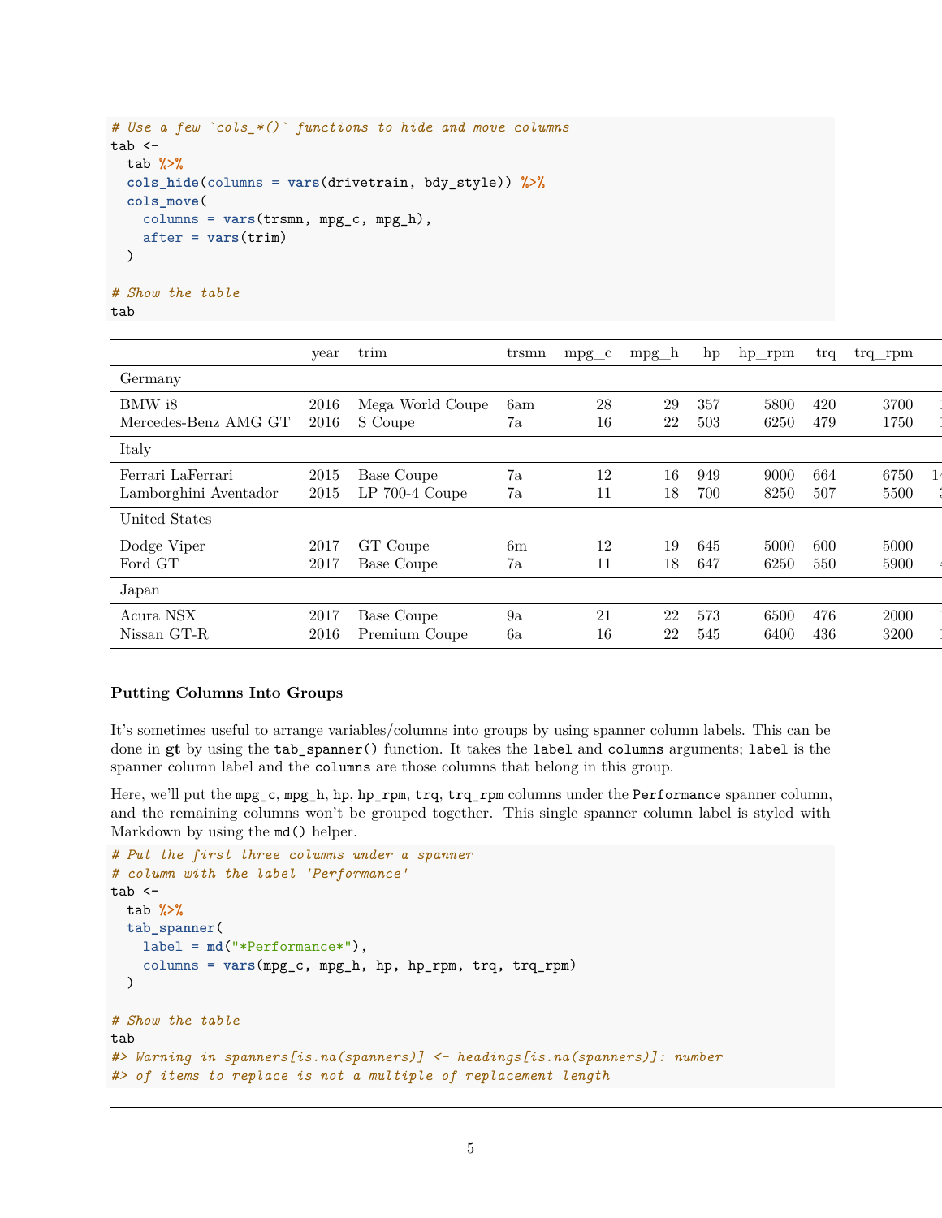```r
# Use a few `cols_*()` functions to hide and move columns
tab <-
  tab %>%
  cols_hide(columns = vars(drivetrain, bdy_style)) %>%
  cols_move(
    columns = vars(trsmn, mpg_c, mpg_h),
    after = vars(trim)
  )

# Show the table
tab
```

| | year | trim | trsmn | mpg_c | mpg_h | hp | hp_rpm | trq | trq_rpm |
|---|---|---|---|---|---|---|---|---|---|
| Germany | | | | | | | | | |
| BMW i8 | 2016 | Mega World Coupe | 6am | 28 | 29 | 357 | 5800 | 420 | 3700 |
| Mercedes-Benz AMG GT | 2016 | S Coupe | 7a | 16 | 22 | 503 | 6250 | 479 | 1750 |
| Italy | | | | | | | | | |
| Ferrari LaFerrari | 2015 | Base Coupe | 7a | 12 | 16 | 949 | 9000 | 664 | 6750 |
| Lamborghini Aventador | 2015 | LP 700-4 Coupe | 7a | 11 | 18 | 700 | 8250 | 507 | 5500 |
| United States | | | | | | | | | |
| Dodge Viper | 2017 | GT Coupe | 6m | 12 | 19 | 645 | 5000 | 600 | 5000 |
| Ford GT | 2017 | Base Coupe | 7a | 11 | 18 | 647 | 6250 | 550 | 5900 |
| Japan | | | | | | | | | |
| Acura NSX | 2017 | Base Coupe | 9a | 21 | 22 | 573 | 6500 | 476 | 2000 |
| Nissan GT-R | 2016 | Premium Coupe | 6a | 16 | 22 | 545 | 6400 | 436 | 3200 |

**Putting Columns Into Groups**

It's sometimes useful to arrange variables/columns into groups by using spanner column labels. This can be done in **gt** by using the `tab_spanner()` function. It takes the `label` and `columns` arguments; `label` is the spanner column label and the `columns` are those columns that belong in this group.

Here, we'll put the `mpg_c`, `mpg_h`, `hp`, `hp_rpm`, `trq`, `trq_rpm` columns under the `Performance` spanner column, and the remaining columns won't be grouped together. This single spanner column label is styled with Markdown by using the `md()` helper.

```r
# Put the first three columns under a spanner
# column with the label 'Performance'
tab <-
  tab %>%
  tab_spanner(
    label = md("*Performance*"),
    columns = vars(mpg_c, mpg_h, hp, hp_rpm, trq, trq_rpm)
  )

# Show the table
tab
#> Warning in spanners[is.na(spanners)] <- headings[is.na(spanners)]: number
#> of items to replace is not a multiple of replacement length
```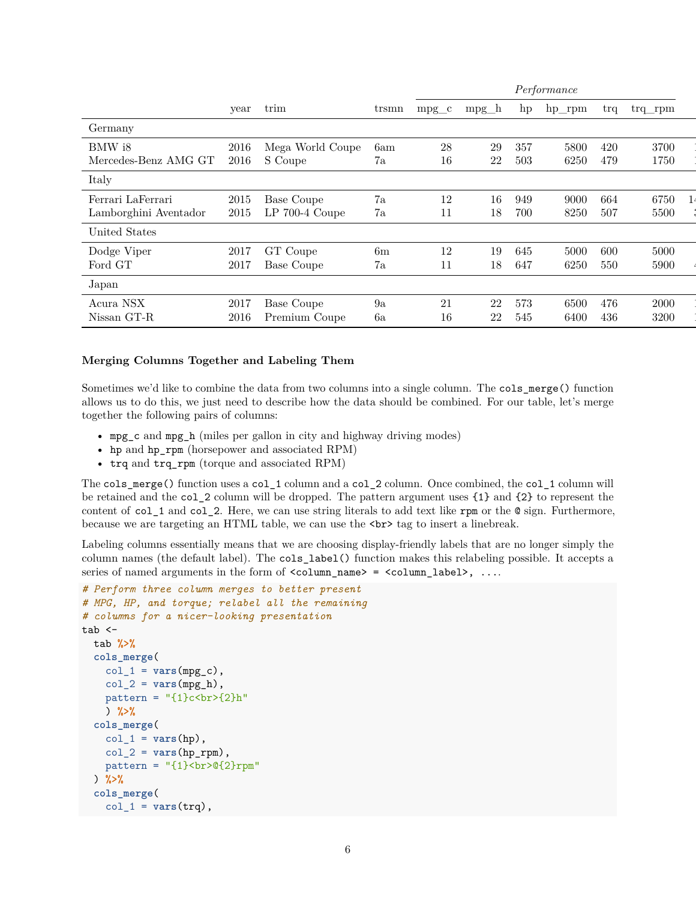| | year | trim | trsmn | mpg_c | mpg_h | hp | hp_rpm | trq | trq_rpm |
|---|---|---|---|---|---|---|---|---|---|
| | | | | *Performance* | | | | | |
| **Germany** | | | | | | | | | |
| BMW i8 | 2016 | Mega World Coupe | 6am | 28 | 29 | 357 | 5800 | 420 | 3700 |
| Mercedes-Benz AMG GT | 2016 | S Coupe | 7a | 16 | 22 | 503 | 6250 | 479 | 1750 |
| **Italy** | | | | | | | | | |
| Ferrari LaFerrari | 2015 | Base Coupe | 7a | 12 | 16 | 949 | 9000 | 664 | 6750 |
| Lamborghini Aventador | 2015 | LP 700-4 Coupe | 7a | 11 | 18 | 700 | 8250 | 507 | 5500 |
| **United States** | | | | | | | | | |
| Dodge Viper | 2017 | GT Coupe | 6m | 12 | 19 | 645 | 5000 | 600 | 5000 |
| Ford GT | 2017 | Base Coupe | 7a | 11 | 18 | 647 | 6250 | 550 | 5900 |
| **Japan** | | | | | | | | | |
| Acura NSX | 2017 | Base Coupe | 9a | 21 | 22 | 573 | 6500 | 476 | 2000 |
| Nissan GT-R | 2016 | Premium Coupe | 6a | 16 | 22 | 545 | 6400 | 436 | 3200 |

### Merging Columns Together and Labeling Them

Sometimes we'd like to combine the data from two columns into a single column. The `cols_merge()` function allows us to do this, we just need to describe how the data should be combined. For our table, let's merge together the following pairs of columns:

- `mpg_c` and `mpg_h` (miles per gallon in city and highway driving modes)
- `hp` and `hp_rpm` (horsepower and associated RPM)
- `trq` and `trq_rpm` (torque and associated RPM)

The `cols_merge()` function uses a `col_1` column and a `col_2` column. Once combined, the `col_1` column will be retained and the `col_2` column will be dropped. The pattern argument uses `{1}` and `{2}` to represent the content of `col_1` and `col_2`. Here, we can use string literals to add text like `rpm` or the `@` sign. Furthermore, because we are targeting an HTML table, we can use the `<br>` tag to insert a linebreak.

Labeling columns essentially means that we are choosing display-friendly labels that are no longer simply the column names (the default label). The `cols_label()` function makes this relabeling possible. It accepts a series of named arguments in the form of `<column_name> = <column_label>, ...`.

```
# Perform three column merges to better present
# MPG, HP, and torque; relabel all the remaining
# columns for a nicer-looking presentation
tab <-
  tab %>%
  cols_merge(
    col_1 = vars(mpg_c),
    col_2 = vars(mpg_h),
    pattern = "{1}c<br>{2}h"
    ) %>%
  cols_merge(
    col_1 = vars(hp),
    col_2 = vars(hp_rpm),
    pattern = "{1}<br>@{2}rpm"
  ) %>%
  cols_merge(
    col_1 = vars(trq),
```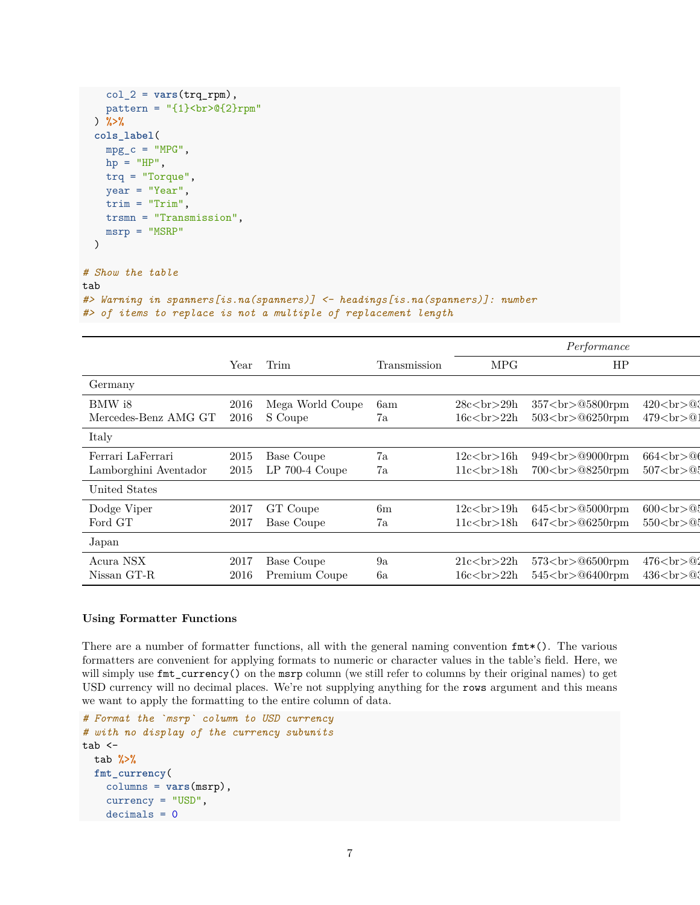```
    col_2 = vars(trq_rpm),
    pattern = "{1}<br>@{2}rpm"
  ) %>%
  cols_label(
    mpg_c = "MPG",
    hp = "HP",
    trq = "Torque",
    year = "Year",
    trim = "Trim",
    trsmn = "Transmission",
    msrp = "MSRP"
  )

# Show the table
tab
#> Warning in spanners[is.na(spanners)] <- headings[is.na(spanners)]: number
#> of items to replace is not a multiple of replacement length
```

| | | | | *Performance* | | |
|---|---|---|---|---|---|---|
| | Year | Trim | Transmission | MPG | HP | |
| Germany | | | | | | |
| BMW i8 | 2016 | Mega World Coupe | 6am | 28c<br>29h | 357<br>@5800rpm | 420<br>@3 |
| Mercedes-Benz AMG GT | 2016 | S Coupe | 7a | 16c<br>22h | 503<br>@6250rpm | 479<br>@1 |
| Italy | | | | | | |
| Ferrari LaFerrari | 2015 | Base Coupe | 7a | 12c<br>16h | 949<br>@9000rpm | 664<br>@6 |
| Lamborghini Aventador | 2015 | LP 700-4 Coupe | 7a | 11c<br>18h | 700<br>@8250rpm | 507<br>@5 |
| United States | | | | | | |
| Dodge Viper | 2017 | GT Coupe | 6m | 12c<br>19h | 645<br>@5000rpm | 600<br>@5 |
| Ford GT | 2017 | Base Coupe | 7a | 11c<br>18h | 647<br>@6250rpm | 550<br>@5 |
| Japan | | | | | | |
| Acura NSX | 2017 | Base Coupe | 9a | 21c<br>22h | 573<br>@6500rpm | 476<br>@2 |
| Nissan GT-R | 2016 | Premium Coupe | 6a | 16c<br>22h | 545<br>@6400rpm | 436<br>@3 |

**Using Formatter Functions**

There are a number of formatter functions, all with the general naming convention `fmt*()`. The various formatters are convenient for applying formats to numeric or character values in the table's field. Here, we will simply use `fmt_currency()` on the `msrp` column (we still refer to columns by their original names) to get USD currency will no decimal places. We're not supplying anything for the `rows` argument and this means we want to apply the formatting to the entire column of data.

```
# Format the `msrp` column to USD currency
# with no display of the currency subunits
tab <-
  tab %>%
  fmt_currency(
    columns = vars(msrp),
    currency = "USD",
    decimals = 0
```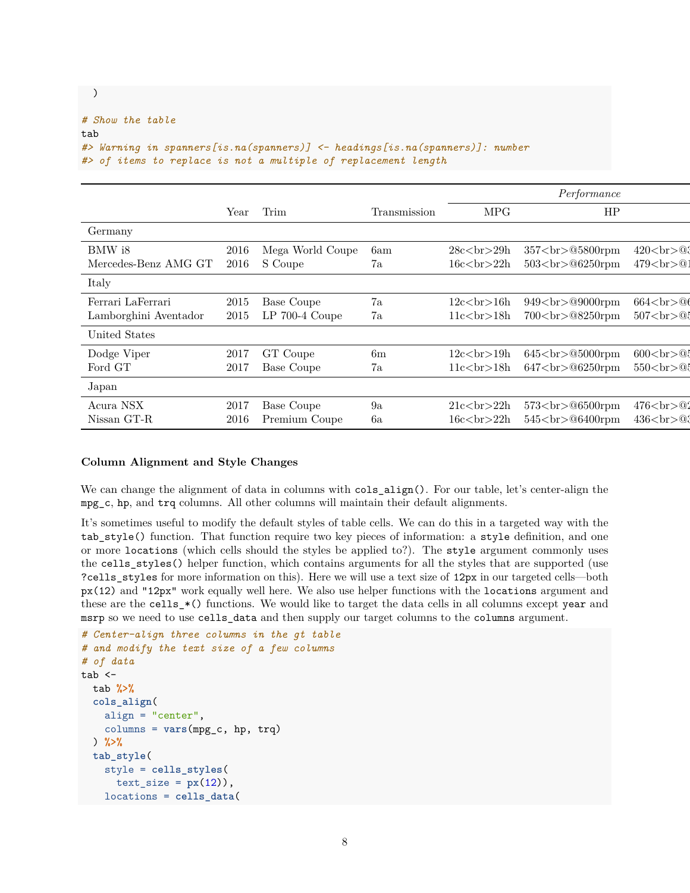```
  )

# Show the table
tab
#> Warning in spanners[is.na(spanners)] <- headings[is.na(spanners)]: number
#> of items to replace is not a multiple of replacement length
```

| | Year | Trim | Transmission | *Performance* | | |
|---|---|---|---|---|---|---|
| | | | | MPG | HP | |
| Germany | | | | | | |
| BMW i8 | 2016 | Mega World Coupe | 6am | 28c<br>29h | 357<br>@5800rpm | 420<br>@3 |
| Mercedes-Benz AMG GT | 2016 | S Coupe | 7a | 16c<br>22h | 503<br>@6250rpm | 479<br>@1 |
| Italy | | | | | | |
| Ferrari LaFerrari | 2015 | Base Coupe | 7a | 12c<br>16h | 949<br>@9000rpm | 664<br>@6 |
| Lamborghini Aventador | 2015 | LP 700-4 Coupe | 7a | 11c<br>18h | 700<br>@8250rpm | 507<br>@5 |
| United States | | | | | | |
| Dodge Viper | 2017 | GT Coupe | 6m | 12c<br>19h | 645<br>@5000rpm | 600<br>@5 |
| Ford GT | 2017 | Base Coupe | 7a | 11c<br>18h | 647<br>@6250rpm | 550<br>@5 |
| Japan | | | | | | |
| Acura NSX | 2017 | Base Coupe | 9a | 21c<br>22h | 573<br>@6500rpm | 476<br>@2 |
| Nissan GT-R | 2016 | Premium Coupe | 6a | 16c<br>22h | 545<br>@6400rpm | 436<br>@3 |

### Column Alignment and Style Changes

We can change the alignment of data in columns with `cols_align()`. For our table, let's center-align the `mpg_c`, `hp`, and `trq` columns. All other columns will maintain their default alignments.

It's sometimes useful to modify the default styles of table cells. We can do this in a targeted way with the `tab_style()` function. That function require two key pieces of information: a `style` definition, and one or more `locations` (which cells should the styles be applied to?). The `style` argument commonly uses the `cells_styles()` helper function, which contains arguments for all the styles that are supported (use `?cells_styles` for more information on this). Here we will use a text size of `12px` in our targeted cells—both `px(12)` and `"12px"` work equally well here. We also use helper functions with the `locations` argument and these are the `cells_*()` functions. We would like to target the data cells in all columns except `year` and `msrp` so we need to use `cells_data` and then supply our target columns to the `columns` argument.

```
# Center-align three columns in the gt table
# and modify the text size of a few columns
# of data
tab <-
  tab %>%
  cols_align(
    align = "center",
    columns = vars(mpg_c, hp, trq)
  ) %>%
  tab_style(
    style = cells_styles(
      text_size = px(12)),
    locations = cells_data(
```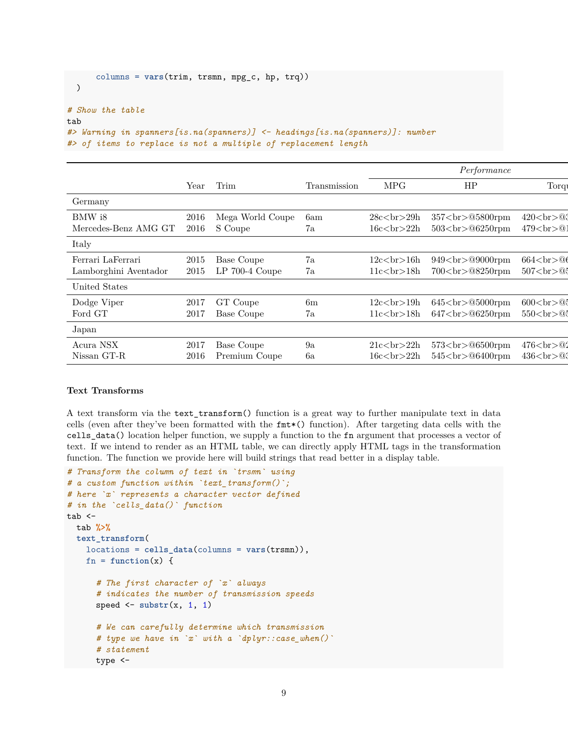```
      columns = vars(trim, trsmn, mpg_c, hp, trq))
  )

# Show the table
tab
#> Warning in spanners[is.na(spanners)] <- headings[is.na(spanners)]: number
#> of items to replace is not a multiple of replacement length
```

| | Year | Trim | Transmission | *Performance* | | |
|---|---|---|---|---|---|---|
| | | | | MPG | HP | Torq |
| Germany | | | | | | |
| BMW i8 | 2016 | Mega World Coupe | 6am | 28c<br>29h | 357<br>@5800rpm | 420<br>@3 |
| Mercedes-Benz AMG GT | 2016 | S Coupe | 7a | 16c<br>22h | 503<br>@6250rpm | 479<br>@1 |
| Italy | | | | | | |
| Ferrari LaFerrari | 2015 | Base Coupe | 7a | 12c<br>16h | 949<br>@9000rpm | 664<br>@6 |
| Lamborghini Aventador | 2015 | LP 700-4 Coupe | 7a | 11c<br>18h | 700<br>@8250rpm | 507<br>@5 |
| United States | | | | | | |
| Dodge Viper | 2017 | GT Coupe | 6m | 12c<br>19h | 645<br>@5000rpm | 600<br>@5 |
| Ford GT | 2017 | Base Coupe | 7a | 11c<br>18h | 647<br>@6250rpm | 550<br>@5 |
| Japan | | | | | | |
| Acura NSX | 2017 | Base Coupe | 9a | 21c<br>22h | 573<br>@6500rpm | 476<br>@2 |
| Nissan GT-R | 2016 | Premium Coupe | 6a | 16c<br>22h | 545<br>@6400rpm | 436<br>@3 |

**Text Transforms**

A text transform via the `text_transform()` function is a great way to further manipulate text in data cells (even after they've been formatted with the `fmt*()` function). After targeting data cells with the `cells_data()` location helper function, we supply a function to the `fn` argument that processes a vector of text. If we intend to render as an HTML table, we can directly apply HTML tags in the transformation function. The function we provide here will build strings that read better in a display table.

```
# Transform the column of text in `trsmn` using
# a custom function within `text_transform()`;
# here `x` represents a character vector defined
# in the `cells_data()` function
tab <-
  tab %>%
  text_transform(
    locations = cells_data(columns = vars(trsmn)),
    fn = function(x) {

      # The first character of `x` always
      # indicates the number of transmission speeds
      speed <- substr(x, 1, 1)

      # We can carefully determine which transmission
      # type we have in `x` with a `dplyr::case_when()`
      # statement
      type <-
```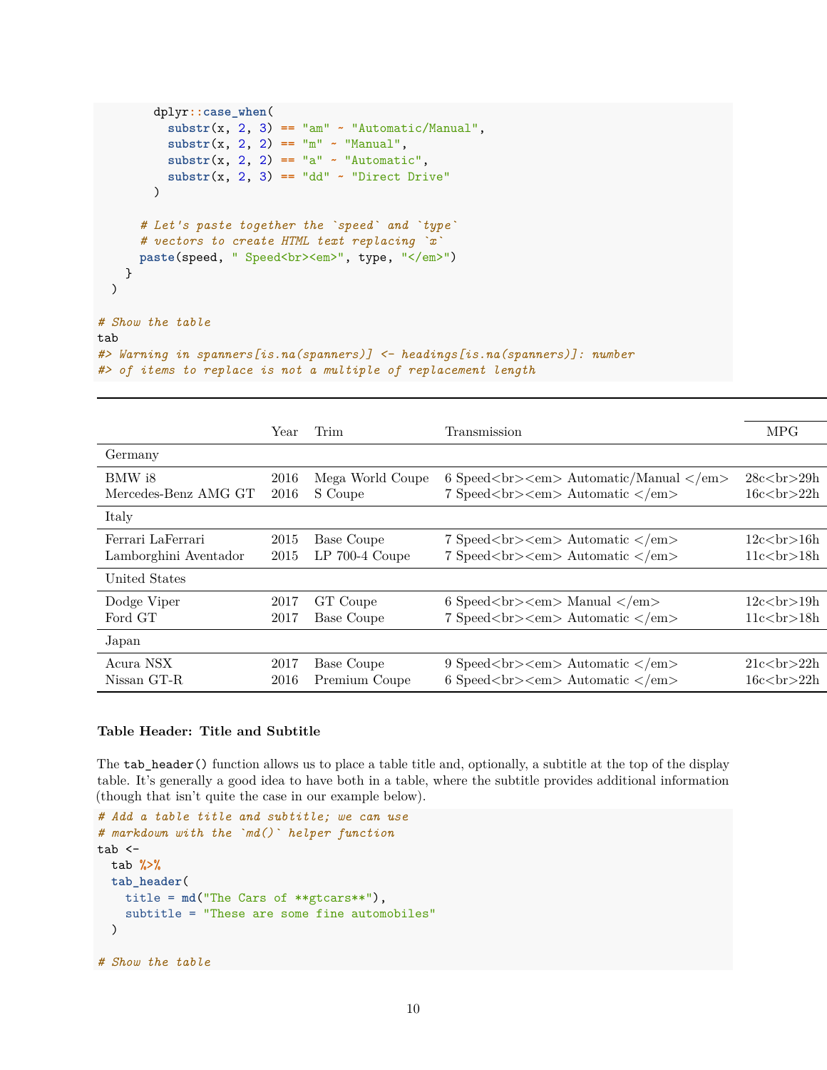```r
        dplyr::case_when(
          substr(x, 2, 3) == "am" ~ "Automatic/Manual",
          substr(x, 2, 2) == "m" ~ "Manual",
          substr(x, 2, 2) == "a" ~ "Automatic",
          substr(x, 2, 3) == "dd" ~ "Direct Drive"
        )

      # Let's paste together the `speed` and `type`
      # vectors to create HTML text replacing `x`
      paste(speed, " Speed<br><em>", type, "</em>")
    }
  )

# Show the table
tab
#> Warning in spanners[is.na(spanners)] <- headings[is.na(spanners)]: number
#> of items to replace is not a multiple of replacement length
```

| | Year | Trim | Transmission | MPG |
|---|---|---|---|---|
| Germany | | | | |
| BMW i8 | 2016 | Mega World Coupe | 6 Speed<br><em> Automatic/Manual </em> | 28c<br>29h |
| Mercedes-Benz AMG GT | 2016 | S Coupe | 7 Speed<br><em> Automatic </em> | 16c<br>22h |
| Italy | | | | |
| Ferrari LaFerrari | 2015 | Base Coupe | 7 Speed<br><em> Automatic </em> | 12c<br>16h |
| Lamborghini Aventador | 2015 | LP 700-4 Coupe | 7 Speed<br><em> Automatic </em> | 11c<br>18h |
| United States | | | | |
| Dodge Viper | 2017 | GT Coupe | 6 Speed<br><em> Manual </em> | 12c<br>19h |
| Ford GT | 2017 | Base Coupe | 7 Speed<br><em> Automatic </em> | 11c<br>18h |
| Japan | | | | |
| Acura NSX | 2017 | Base Coupe | 9 Speed<br><em> Automatic </em> | 21c<br>22h |
| Nissan GT-R | 2016 | Premium Coupe | 6 Speed<br><em> Automatic </em> | 16c<br>22h |

#### Table Header: Title and Subtitle

The `tab_header()` function allows us to place a table title and, optionally, a subtitle at the top of the display table. It's generally a good idea to have both in a table, where the subtitle provides additional information (though that isn't quite the case in our example below).

```r
# Add a table title and subtitle; we can use
# markdown with the `md()` helper function
tab <-
  tab %>%
  tab_header(
    title = md("The Cars of **gtcars**"),
    subtitle = "These are some fine automobiles"
  )

# Show the table
```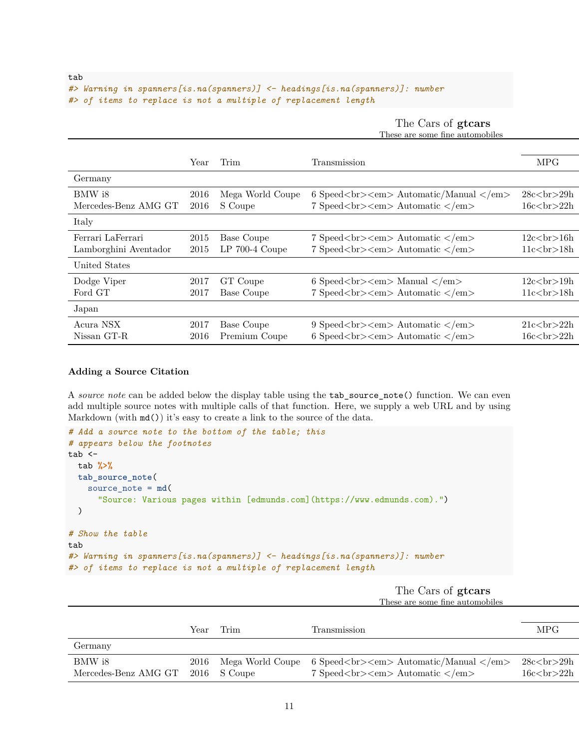```
tab
#> Warning in spanners[is.na(spanners)] <- headings[is.na(spanners)]: number
#> of items to replace is not a multiple of replacement length
```

The Cars of **gtcars**
These are some fine automobiles

| | Year | Trim | Transmission | MPG |
|---|---|---|---|---|
| Germany | | | | |
| BMW i8 | 2016 | Mega World Coupe | 6 Speed<br><em> Automatic/Manual </em> | 28c<br>29h |
| Mercedes-Benz AMG GT | 2016 | S Coupe | 7 Speed<br><em> Automatic </em> | 16c<br>22h |
| Italy | | | | |
| Ferrari LaFerrari | 2015 | Base Coupe | 7 Speed<br><em> Automatic </em> | 12c<br>16h |
| Lamborghini Aventador | 2015 | LP 700-4 Coupe | 7 Speed<br><em> Automatic </em> | 11c<br>18h |
| United States | | | | |
| Dodge Viper | 2017 | GT Coupe | 6 Speed<br><em> Manual </em> | 12c<br>19h |
| Ford GT | 2017 | Base Coupe | 7 Speed<br><em> Automatic </em> | 11c<br>18h |
| Japan | | | | |
| Acura NSX | 2017 | Base Coupe | 9 Speed<br><em> Automatic </em> | 21c<br>22h |
| Nissan GT-R | 2016 | Premium Coupe | 6 Speed<br><em> Automatic </em> | 16c<br>22h |

### Adding a Source Citation

A *source note* can be added below the display table using the `tab_source_note()` function. We can even add multiple source notes with multiple calls of that function. Here, we supply a web URL and by using Markdown (with `md()`) it's easy to create a link to the source of the data.

```
# Add a source note to the bottom of the table; this
# appears below the footnotes
tab <-
  tab %>%
  tab_source_note(
    source_note = md(
      "Source: Various pages within [edmunds.com](https://www.edmunds.com).")
  )

# Show the table
tab
#> Warning in spanners[is.na(spanners)] <- headings[is.na(spanners)]: number
#> of items to replace is not a multiple of replacement length
```

The Cars of **gtcars**
These are some fine automobiles

| | Year | Trim | Transmission | MPG |
|---|---|---|---|---|
| Germany | | | | |
| BMW i8 | 2016 | Mega World Coupe | 6 Speed<br><em> Automatic/Manual </em> | 28c<br>29h |
| Mercedes-Benz AMG GT | 2016 | S Coupe | 7 Speed<br><em> Automatic </em> | 16c<br>22h |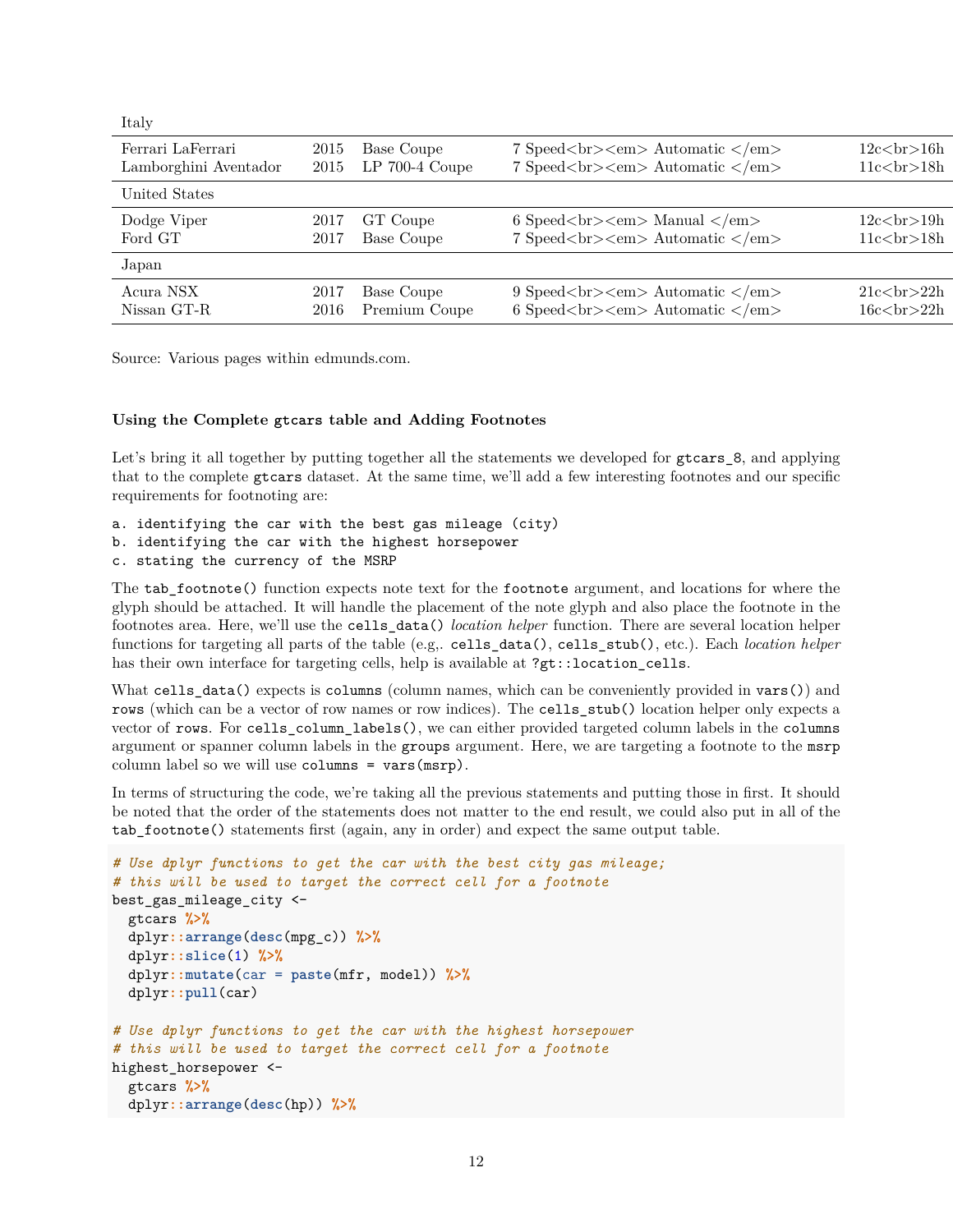| | | | | |
|---|---|---|---|---|
| Italy | | | | |
| Ferrari LaFerrari | 2015 | Base Coupe | 7 Speed<br><em> Automatic </em> | 12c<br>16h |
| Lamborghini Aventador | 2015 | LP 700-4 Coupe | 7 Speed<br><em> Automatic </em> | 11c<br>18h |
| United States | | | | |
| Dodge Viper | 2017 | GT Coupe | 6 Speed<br><em> Manual </em> | 12c<br>19h |
| Ford GT | 2017 | Base Coupe | 7 Speed<br><em> Automatic </em> | 11c<br>18h |
| Japan | | | | |
| Acura NSX | 2017 | Base Coupe | 9 Speed<br><em> Automatic </em> | 21c<br>22h |
| Nissan GT-R | 2016 | Premium Coupe | 6 Speed<br><em> Automatic </em> | 16c<br>22h |

Source: Various pages within edmunds.com.

#### Using the Complete gtcars table and Adding Footnotes

Let's bring it all together by putting together all the statements we developed for `gtcars_8`, and applying that to the complete `gtcars` dataset. At the same time, we'll add a few interesting footnotes and our specific requirements for footnoting are:

```
a. identifying the car with the best gas mileage (city)
b. identifying the car with the highest horsepower
c. stating the currency of the MSRP
```

The `tab_footnote()` function expects note text for the `footnote` argument, and locations for where the glyph should be attached. It will handle the placement of the note glyph and also place the footnote in the footnotes area. Here, we'll use the `cells_data()` *location helper* function. There are several location helper functions for targeting all parts of the table (e.g,. `cells_data()`, `cells_stub()`, etc.). Each *location helper* has their own interface for targeting cells, help is available at `?gt::location_cells`.

What `cells_data()` expects is `columns` (column names, which can be conveniently provided in `vars()`) and `rows` (which can be a vector of row names or row indices). The `cells_stub()` location helper only expects a vector of `rows`. For `cells_column_labels()`, we can either provided targeted column labels in the `columns` argument or spanner column labels in the `groups` argument. Here, we are targeting a footnote to the `msrp` column label so we will use `columns = vars(msrp)`.

In terms of structuring the code, we're taking all the previous statements and putting those in first. It should be noted that the order of the statements does not matter to the end result, we could also put in all of the `tab_footnote()` statements first (again, any in order) and expect the same output table.

```r
# Use dplyr functions to get the car with the best city gas mileage;
# this will be used to target the correct cell for a footnote
best_gas_mileage_city <-
  gtcars %>%
  dplyr::arrange(desc(mpg_c)) %>%
  dplyr::slice(1) %>%
  dplyr::mutate(car = paste(mfr, model)) %>%
  dplyr::pull(car)

# Use dplyr functions to get the car with the highest horsepower
# this will be used to target the correct cell for a footnote
highest_horsepower <-
  gtcars %>%
  dplyr::arrange(desc(hp)) %>%
```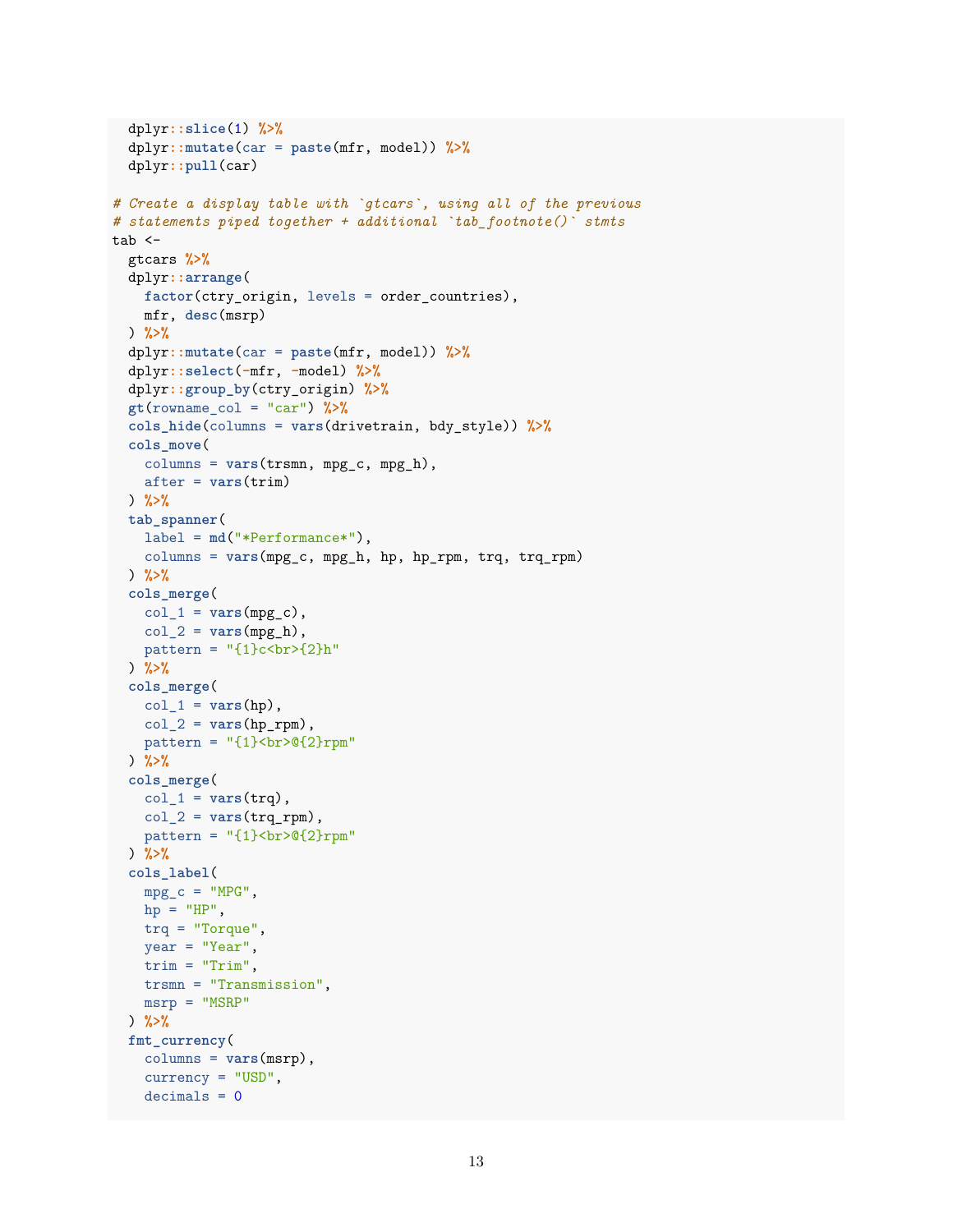```r
  dplyr::slice(1) %>%
  dplyr::mutate(car = paste(mfr, model)) %>%
  dplyr::pull(car)

# Create a display table with `gtcars`, using all of the previous
# statements piped together + additional `tab_footnote()` stmts
tab <-
  gtcars %>%
  dplyr::arrange(
    factor(ctry_origin, levels = order_countries),
    mfr, desc(msrp)
  ) %>%
  dplyr::mutate(car = paste(mfr, model)) %>%
  dplyr::select(-mfr, -model) %>%
  dplyr::group_by(ctry_origin) %>%
  gt(rowname_col = "car") %>%
  cols_hide(columns = vars(drivetrain, bdy_style)) %>%
  cols_move(
    columns = vars(trsmn, mpg_c, mpg_h),
    after = vars(trim)
  ) %>%
  tab_spanner(
    label = md("*Performance*"),
    columns = vars(mpg_c, mpg_h, hp, hp_rpm, trq, trq_rpm)
  ) %>%
  cols_merge(
    col_1 = vars(mpg_c),
    col_2 = vars(mpg_h),
    pattern = "{1}c<br>{2}h"
  ) %>%
  cols_merge(
    col_1 = vars(hp),
    col_2 = vars(hp_rpm),
    pattern = "{1}<br>@{2}rpm"
  ) %>%
  cols_merge(
    col_1 = vars(trq),
    col_2 = vars(trq_rpm),
    pattern = "{1}<br>@{2}rpm"
  ) %>%
  cols_label(
    mpg_c = "MPG",
    hp = "HP",
    trq = "Torque",
    year = "Year",
    trim = "Trim",
    trsmn = "Transmission",
    msrp = "MSRP"
  ) %>%
  fmt_currency(
    columns = vars(msrp),
    currency = "USD",
    decimals = 0
```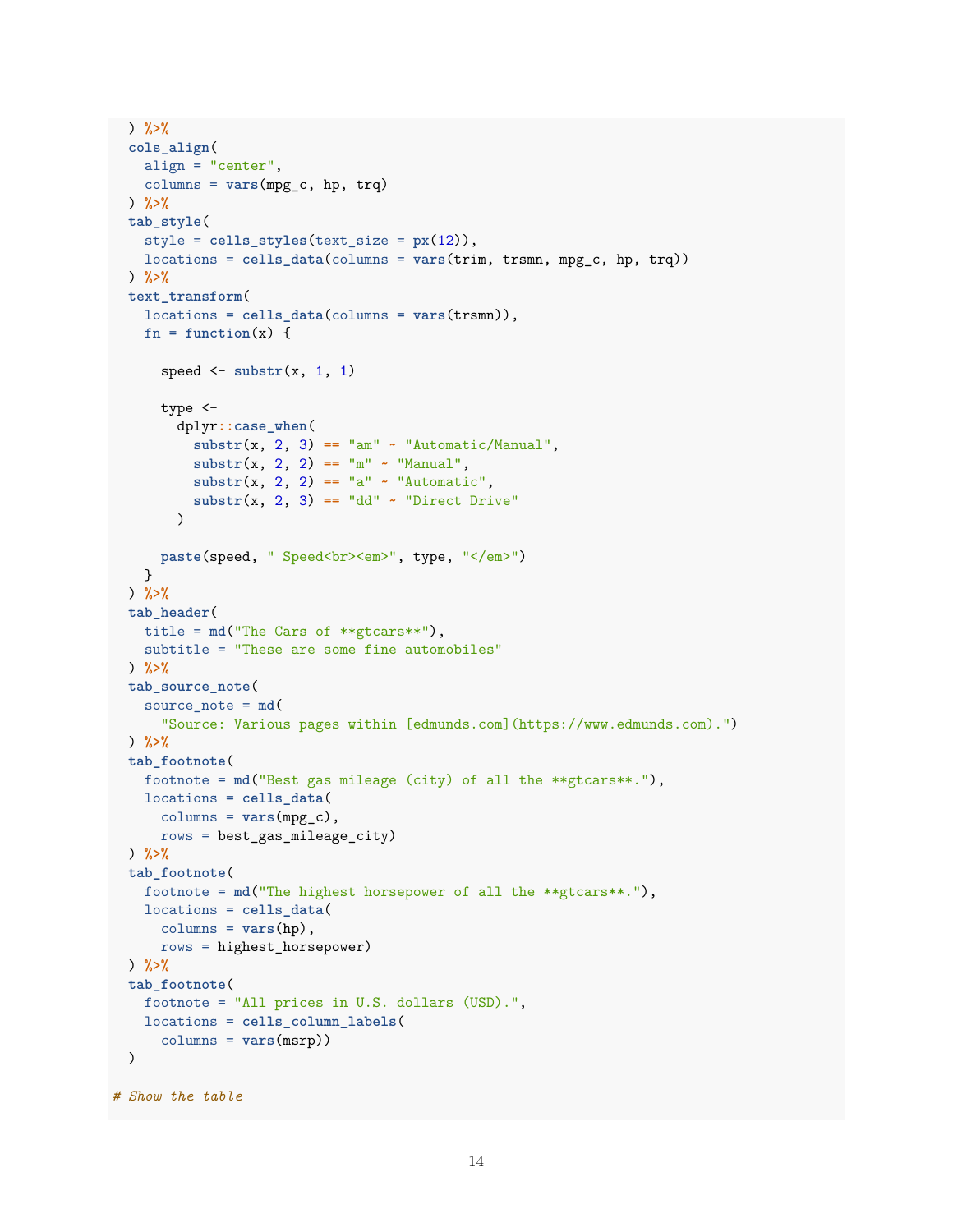```r
  ) %>%
  cols_align(
    align = "center",
    columns = vars(mpg_c, hp, trq)
  ) %>%
  tab_style(
    style = cells_styles(text_size = px(12)),
    locations = cells_data(columns = vars(trim, trsmn, mpg_c, hp, trq))
  ) %>%
  text_transform(
    locations = cells_data(columns = vars(trsmn)),
    fn = function(x) {

      speed <- substr(x, 1, 1)

      type <-
        dplyr::case_when(
          substr(x, 2, 3) == "am" ~ "Automatic/Manual",
          substr(x, 2, 2) == "m" ~ "Manual",
          substr(x, 2, 2) == "a" ~ "Automatic",
          substr(x, 2, 3) == "dd" ~ "Direct Drive"
        )

      paste(speed, " Speed<br><em>", type, "</em>")
    }
  ) %>%
  tab_header(
    title = md("The Cars of **gtcars**"),
    subtitle = "These are some fine automobiles"
  ) %>%
  tab_source_note(
    source_note = md(
      "Source: Various pages within [edmunds.com](https://www.edmunds.com).")
  ) %>%
  tab_footnote(
    footnote = md("Best gas mileage (city) of all the **gtcars**."),
    locations = cells_data(
      columns = vars(mpg_c),
      rows = best_gas_mileage_city)
  ) %>%
  tab_footnote(
    footnote = md("The highest horsepower of all the **gtcars**."),
    locations = cells_data(
      columns = vars(hp),
      rows = highest_horsepower)
  ) %>%
  tab_footnote(
    footnote = "All prices in U.S. dollars (USD).",
    locations = cells_column_labels(
      columns = vars(msrp))
  )

# Show the table
```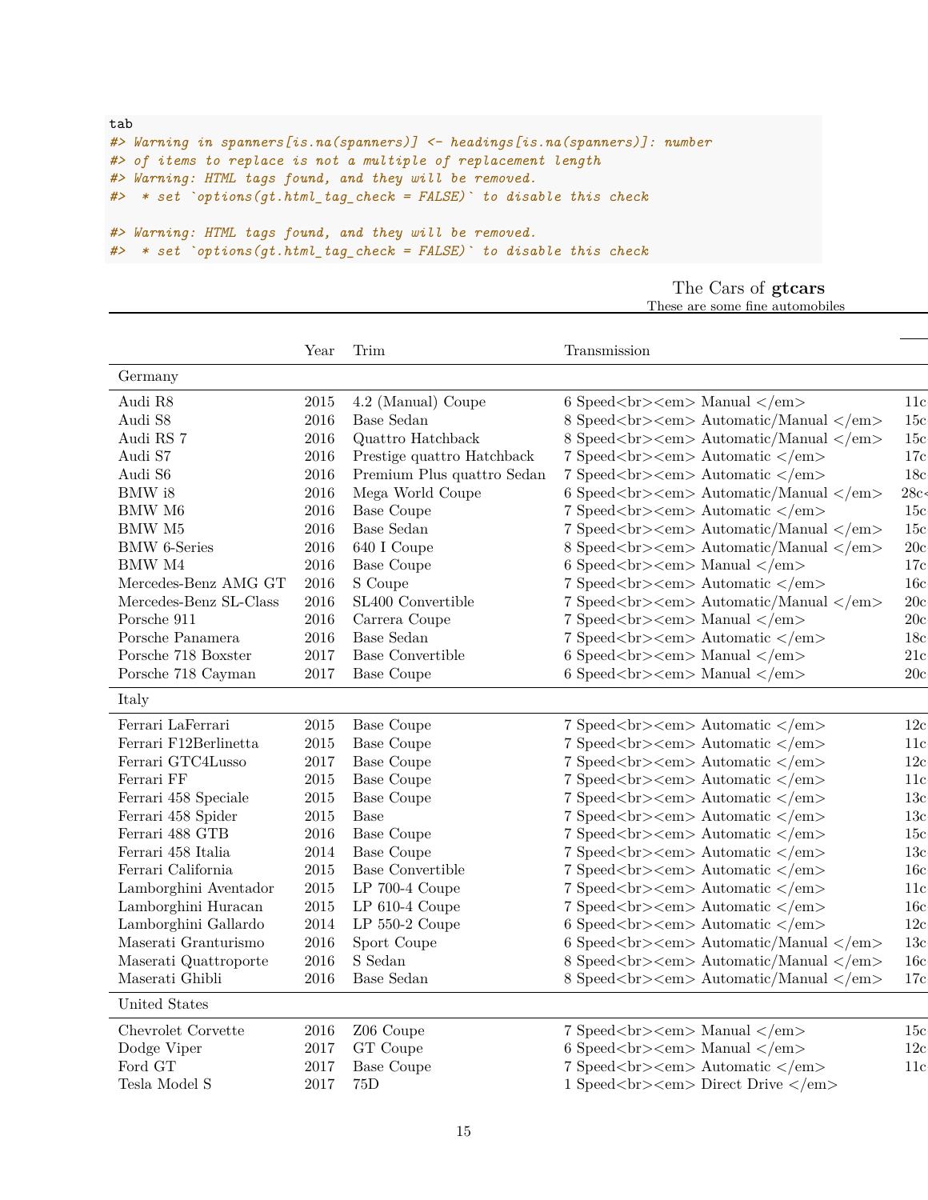```
tab
#> Warning in spanners[is.na(spanners)] <- headings[is.na(spanners)]: number
#> of items to replace is not a multiple of replacement length
#> Warning: HTML tags found, and they will be removed.
#>  * set `options(gt.html_tag_check = FALSE)` to disable this check

#> Warning: HTML tags found, and they will be removed.
#>  * set `options(gt.html_tag_check = FALSE)` to disable this check
```

The Cars of **gtcars**

These are some fine automobiles

| | Year | Trim | Transmission | |
|---|---|---|---|---|
| **Germany** | | | | |
| Audi R8 | 2015 | 4.2 (Manual) Coupe | 6 Speed<br><em> Manual </em> | 11c |
| Audi S8 | 2016 | Base Sedan | 8 Speed<br><em> Automatic/Manual </em> | 15c |
| Audi RS 7 | 2016 | Quattro Hatchback | 8 Speed<br><em> Automatic/Manual </em> | 15c |
| Audi S7 | 2016 | Prestige quattro Hatchback | 7 Speed<br><em> Automatic </em> | 17c |
| Audi S6 | 2016 | Premium Plus quattro Sedan | 7 Speed<br><em> Automatic </em> | 18c |
| BMW i8 | 2016 | Mega World Coupe | 6 Speed<br><em> Automatic/Manual </em> | 28c< |
| BMW M6 | 2016 | Base Coupe | 7 Speed<br><em> Automatic </em> | 15c |
| BMW M5 | 2016 | Base Sedan | 7 Speed<br><em> Automatic/Manual </em> | 15c |
| BMW 6-Series | 2016 | 640 I Coupe | 8 Speed<br><em> Automatic/Manual </em> | 20c |
| BMW M4 | 2016 | Base Coupe | 6 Speed<br><em> Manual </em> | 17c |
| Mercedes-Benz AMG GT | 2016 | S Coupe | 7 Speed<br><em> Automatic </em> | 16c |
| Mercedes-Benz SL-Class | 2016 | SL400 Convertible | 7 Speed<br><em> Automatic/Manual </em> | 20c |
| Porsche 911 | 2016 | Carrera Coupe | 7 Speed<br><em> Manual </em> | 20c |
| Porsche Panamera | 2016 | Base Sedan | 7 Speed<br><em> Automatic </em> | 18c |
| Porsche 718 Boxster | 2017 | Base Convertible | 6 Speed<br><em> Manual </em> | 21c |
| Porsche 718 Cayman | 2017 | Base Coupe | 6 Speed<br><em> Manual </em> | 20c |
| **Italy** | | | | |
| Ferrari LaFerrari | 2015 | Base Coupe | 7 Speed<br><em> Automatic </em> | 12c |
| Ferrari F12Berlinetta | 2015 | Base Coupe | 7 Speed<br><em> Automatic </em> | 11c |
| Ferrari GTC4Lusso | 2017 | Base Coupe | 7 Speed<br><em> Automatic </em> | 12c |
| Ferrari FF | 2015 | Base Coupe | 7 Speed<br><em> Automatic </em> | 11c |
| Ferrari 458 Speciale | 2015 | Base Coupe | 7 Speed<br><em> Automatic </em> | 13c |
| Ferrari 458 Spider | 2015 | Base | 7 Speed<br><em> Automatic </em> | 13c |
| Ferrari 488 GTB | 2016 | Base Coupe | 7 Speed<br><em> Automatic </em> | 15c |
| Ferrari 458 Italia | 2014 | Base Coupe | 7 Speed<br><em> Automatic </em> | 13c |
| Ferrari California | 2015 | Base Convertible | 7 Speed<br><em> Automatic </em> | 16c |
| Lamborghini Aventador | 2015 | LP 700-4 Coupe | 7 Speed<br><em> Automatic </em> | 11c |
| Lamborghini Huracan | 2015 | LP 610-4 Coupe | 7 Speed<br><em> Automatic </em> | 16c |
| Lamborghini Gallardo | 2014 | LP 550-2 Coupe | 6 Speed<br><em> Automatic </em> | 12c |
| Maserati Granturismo | 2016 | Sport Coupe | 6 Speed<br><em> Automatic/Manual </em> | 13c |
| Maserati Quattroporte | 2016 | S Sedan | 8 Speed<br><em> Automatic/Manual </em> | 16c |
| Maserati Ghibli | 2016 | Base Sedan | 8 Speed<br><em> Automatic/Manual </em> | 17c |
| **United States** | | | | |
| Chevrolet Corvette | 2016 | Z06 Coupe | 7 Speed<br><em> Manual </em> | 15c |
| Dodge Viper | 2017 | GT Coupe | 6 Speed<br><em> Manual </em> | 12c |
| Ford GT | 2017 | Base Coupe | 7 Speed<br><em> Automatic </em> | 11c |
| Tesla Model S | 2017 | 75D | 1 Speed<br><em> Direct Drive </em> | |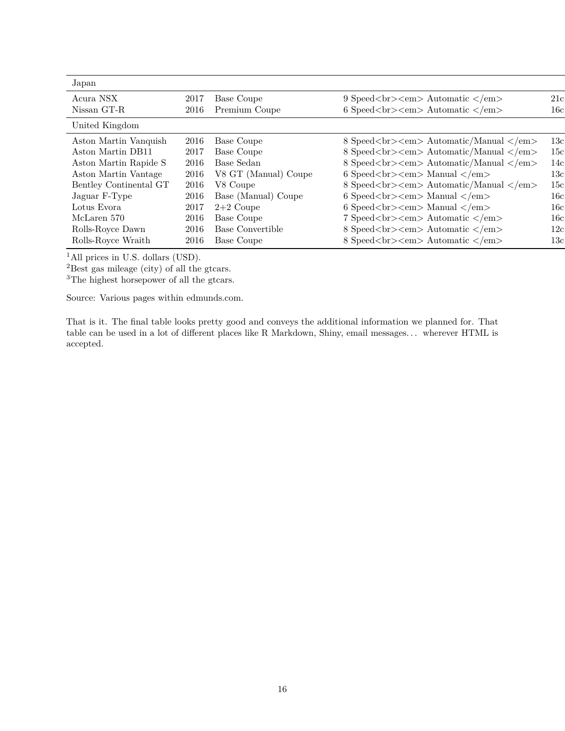| | | | | |
|---|---|---|---|---|
| Japan | | | | |
| Acura NSX | 2017 | Base Coupe | 9 Speed<br><em> Automatic </em> | 21c |
| Nissan GT-R | 2016 | Premium Coupe | 6 Speed<br><em> Automatic </em> | 16c |
| United Kingdom | | | | |
| Aston Martin Vanquish | 2016 | Base Coupe | 8 Speed<br><em> Automatic/Manual </em> | 13c |
| Aston Martin DB11 | 2017 | Base Coupe | 8 Speed<br><em> Automatic/Manual </em> | 15c |
| Aston Martin Rapide S | 2016 | Base Sedan | 8 Speed<br><em> Automatic/Manual </em> | 14c |
| Aston Martin Vantage | 2016 | V8 GT (Manual) Coupe | 6 Speed<br><em> Manual </em> | 13c |
| Bentley Continental GT | 2016 | V8 Coupe | 8 Speed<br><em> Automatic/Manual </em> | 15c |
| Jaguar F-Type | 2016 | Base (Manual) Coupe | 6 Speed<br><em> Manual </em> | 16c |
| Lotus Evora | 2017 | 2+2 Coupe | 6 Speed<br><em> Manual </em> | 16c |
| McLaren 570 | 2016 | Base Coupe | 7 Speed<br><em> Automatic </em> | 16c |
| Rolls-Royce Dawn | 2016 | Base Convertible | 8 Speed<br><em> Automatic </em> | 12c |
| Rolls-Royce Wraith | 2016 | Base Coupe | 8 Speed<br><em> Automatic </em> | 13c |

[1]All prices in U.S. dollars (USD).
[2]Best gas mileage (city) of all the gtcars.
[3]The highest horsepower of all the gtcars.

Source: Various pages within edmunds.com.

That is it. The final table looks pretty good and conveys the additional information we planned for. That table can be used in a lot of different places like R Markdown, Shiny, email messages... wherever HTML is accepted.